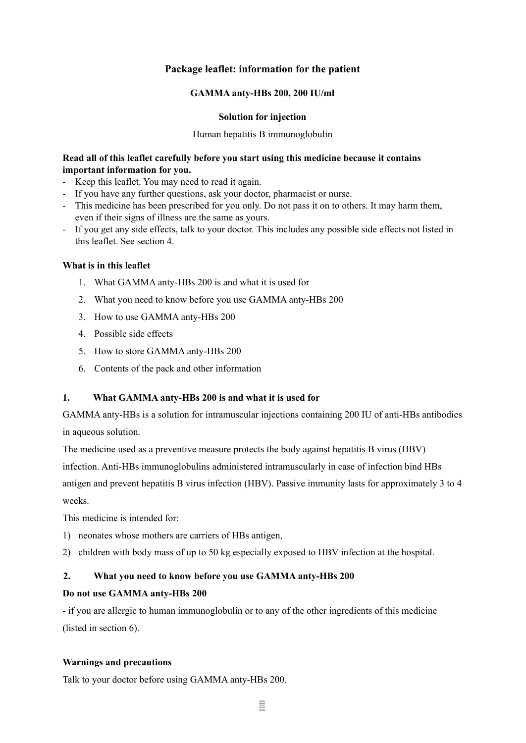**Package leaflet: information for the patient**

**GAMMA anty-HBs 200, 200 IU/ml**

**Solution for injection**

Human hepatitis B immunoglobulin

**Read all of this leaflet carefully before you start using this medicine because it contains important information for you.**

- Keep this leaflet. You may need to read it again.
- If you have any further questions, ask your doctor, pharmacist or nurse.
- This medicine has been prescribed for you only. Do not pass it on to others. It may harm them, even if their signs of illness are the same as yours.
- If you get any side effects, talk to your doctor. This includes any possible side effects not listed in this leaflet. See section 4.

**What is in this leaflet**

1. What GAMMA anty-HBs 200 is and what it is used for
2. What you need to know before you use GAMMA anty-HBs 200
3. How to use GAMMA anty-HBs 200
4. Possible side effects
5. How to store GAMMA anty-HBs 200
6. Contents of the pack and other information

## 1. What GAMMA anty-HBs 200 is and what it is used for

GAMMA anty-HBs is a solution for intramuscular injections containing 200 IU of anti-HBs antibodies in aqueous solution.

The medicine used as a preventive measure protects the body against hepatitis B virus (HBV) infection. Anti-HBs immunoglobulins administered intramuscularly in case of infection bind HBs antigen and prevent hepatitis B virus infection (HBV). Passive immunity lasts for approximately 3 to 4 weeks.

This medicine is intended for:

1) neonates whose mothers are carriers of HBs antigen,
2) children with body mass of up to 50 kg especially exposed to HBV infection at the hospital.

## 2. What you need to know before you use GAMMA anty-HBs 200

**Do not use GAMMA anty-HBs 200**

- if you are allergic to human immunoglobulin or to any of the other ingredients of this medicine (listed in section 6).

**Warnings and precautions**

Talk to your doctor before using GAMMA anty-HBs 200.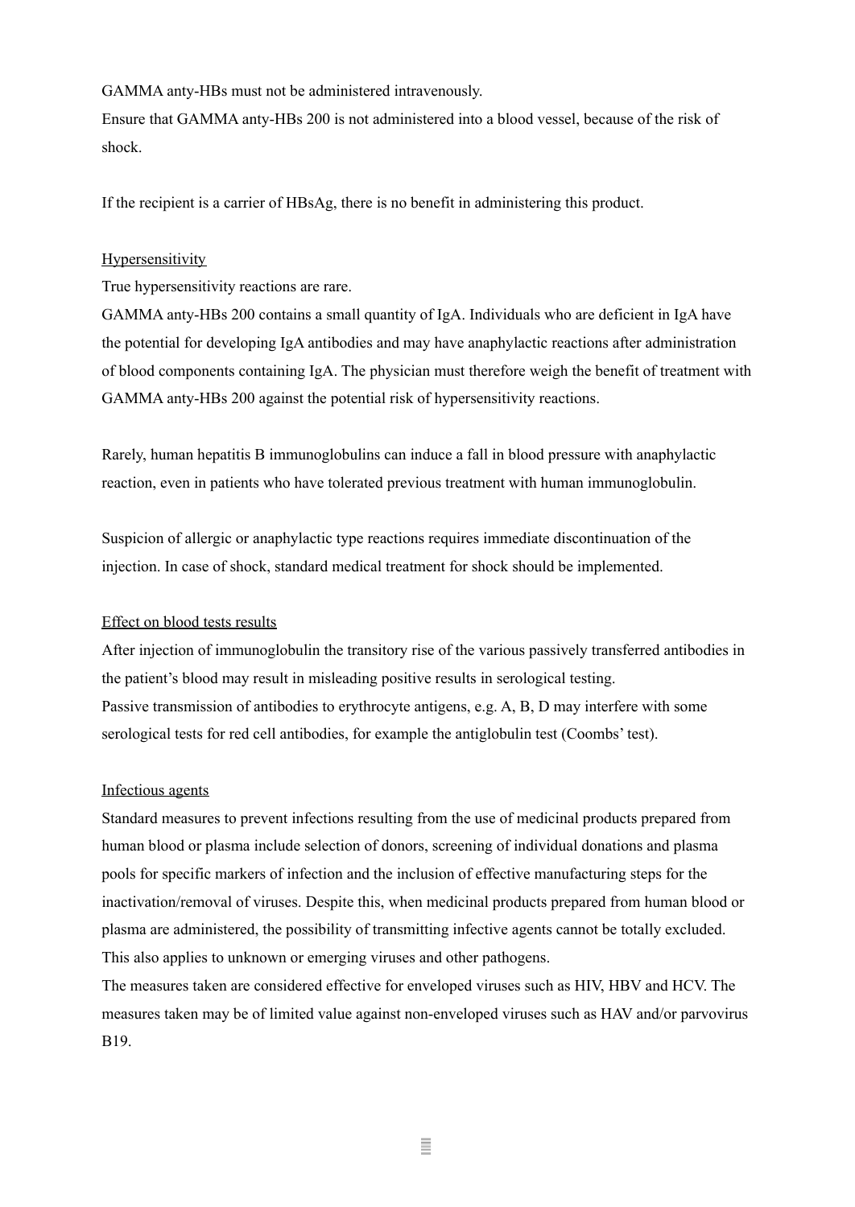GAMMA anty-HBs must not be administered intravenously.
Ensure that GAMMA anty-HBs 200 is not administered into a blood vessel, because of the risk of shock.

If the recipient is a carrier of HBsAg, there is no benefit in administering this product.

<u>Hypersensitivity</u>

True hypersensitivity reactions are rare.
GAMMA anty-HBs 200 contains a small quantity of IgA. Individuals who are deficient in IgA have the potential for developing IgA antibodies and may have anaphylactic reactions after administration of blood components containing IgA. The physician must therefore weigh the benefit of treatment with GAMMA anty-HBs 200 against the potential risk of hypersensitivity reactions.

Rarely, human hepatitis B immunoglobulins can induce a fall in blood pressure with anaphylactic reaction, even in patients who have tolerated previous treatment with human immunoglobulin.

Suspicion of allergic or anaphylactic type reactions requires immediate discontinuation of the injection. In case of shock, standard medical treatment for shock should be implemented.

<u>Effect on blood tests results</u>

After injection of immunoglobulin the transitory rise of the various passively transferred antibodies in the patient's blood may result in misleading positive results in serological testing.
Passive transmission of antibodies to erythrocyte antigens, e.g. A, B, D may interfere with some serological tests for red cell antibodies, for example the antiglobulin test (Coombs' test).

<u>Infectious agents</u>

Standard measures to prevent infections resulting from the use of medicinal products prepared from human blood or plasma include selection of donors, screening of individual donations and plasma pools for specific markers of infection and the inclusion of effective manufacturing steps for the inactivation/removal of viruses. Despite this, when medicinal products prepared from human blood or plasma are administered, the possibility of transmitting infective agents cannot be totally excluded. This also applies to unknown or emerging viruses and other pathogens.
The measures taken are considered effective for enveloped viruses such as HIV, HBV and HCV. The measures taken may be of limited value against non-enveloped viruses such as HAV and/or parvovirus B19.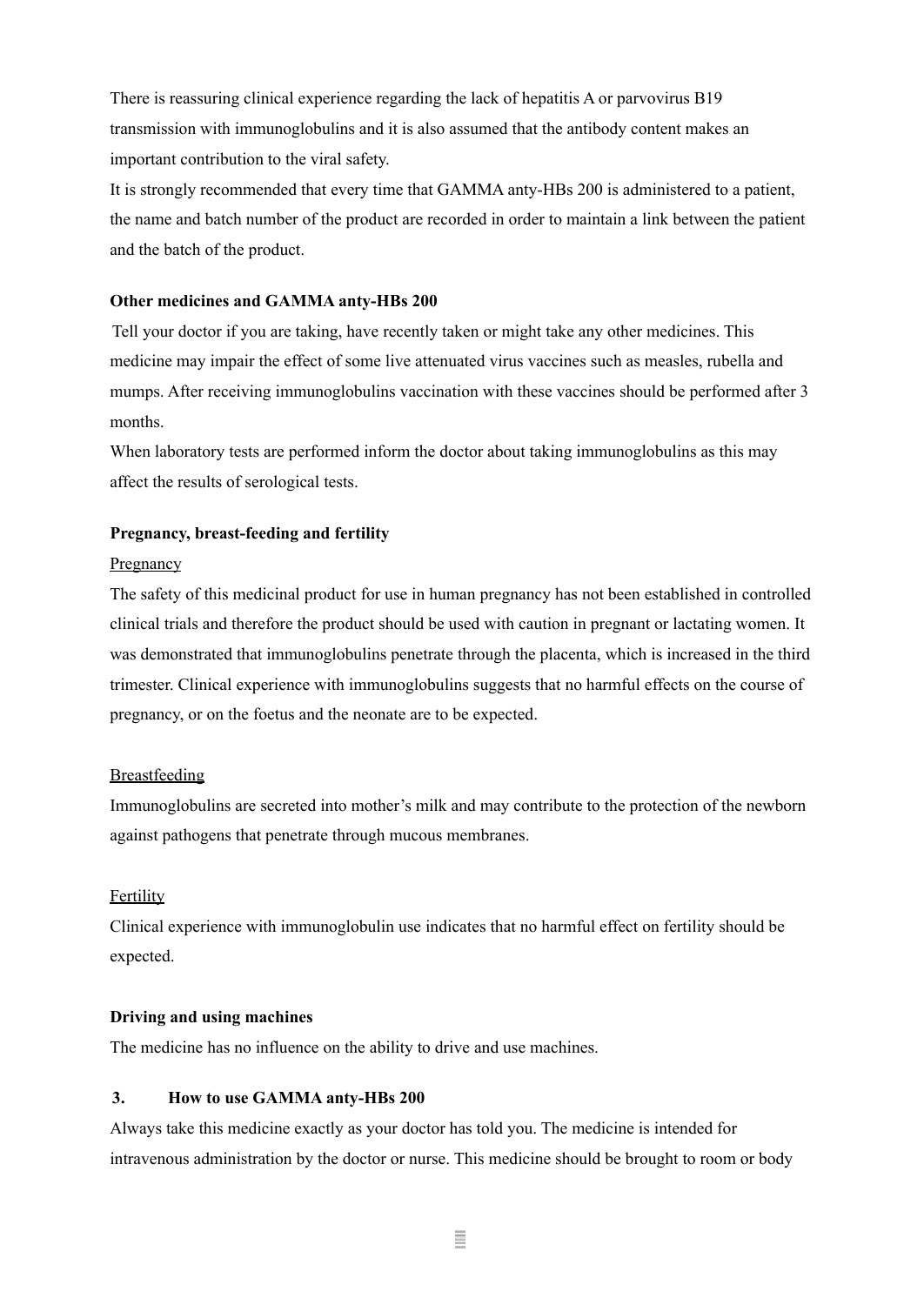There is reassuring clinical experience regarding the lack of hepatitis A or parvovirus B19 transmission with immunoglobulins and it is also assumed that the antibody content makes an important contribution to the viral safety.

It is strongly recommended that every time that GAMMA anty-HBs 200 is administered to a patient, the name and batch number of the product are recorded in order to maintain a link between the patient and the batch of the product.

**Other medicines and GAMMA anty-HBs 200**

Tell your doctor if you are taking, have recently taken or might take any other medicines. This medicine may impair the effect of some live attenuated virus vaccines such as measles, rubella and mumps. After receiving immunoglobulins vaccination with these vaccines should be performed after 3 months.

When laboratory tests are performed inform the doctor about taking immunoglobulins as this may affect the results of serological tests.

**Pregnancy, breast-feeding and fertility**

Pregnancy

The safety of this medicinal product for use in human pregnancy has not been established in controlled clinical trials and therefore the product should be used with caution in pregnant or lactating women. It was demonstrated that immunoglobulins penetrate through the placenta, which is increased in the third trimester. Clinical experience with immunoglobulins suggests that no harmful effects on the course of pregnancy, or on the foetus and the neonate are to be expected.

Breastfeeding

Immunoglobulins are secreted into mother's milk and may contribute to the protection of the newborn against pathogens that penetrate through mucous membranes.

Fertility

Clinical experience with immunoglobulin use indicates that no harmful effect on fertility should be expected.

**Driving and using machines**

The medicine has no influence on the ability to drive and use machines.

## 3. How to use GAMMA anty-HBs 200

Always take this medicine exactly as your doctor has told you. The medicine is intended for intravenous administration by the doctor or nurse. This medicine should be brought to room or body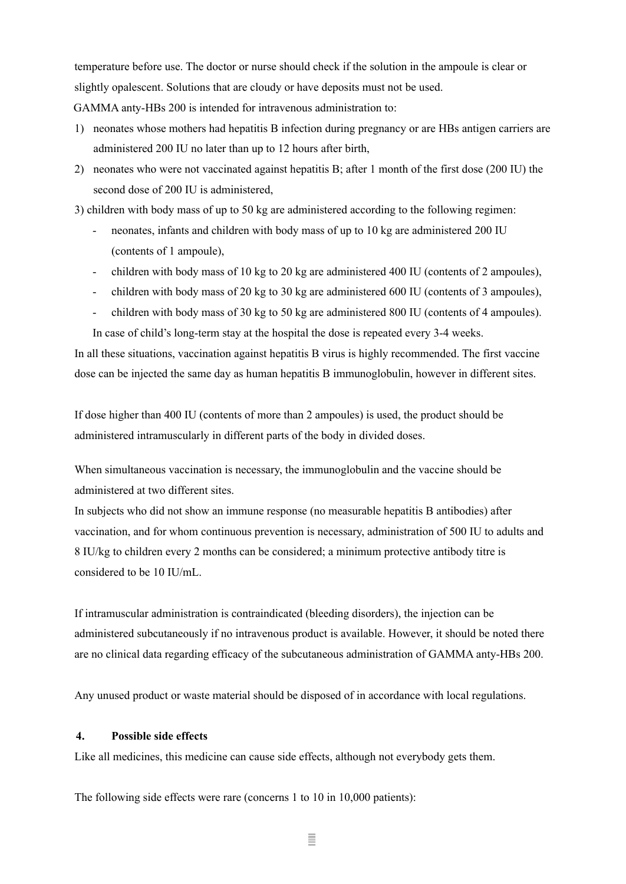temperature before use. The doctor or nurse should check if the solution in the ampoule is clear or slightly opalescent. Solutions that are cloudy or have deposits must not be used.

GAMMA anty-HBs 200 is intended for intravenous administration to:

1) neonates whose mothers had hepatitis B infection during pregnancy or are HBs antigen carriers are administered 200 IU no later than up to 12 hours after birth,
2) neonates who were not vaccinated against hepatitis B; after 1 month of the first dose (200 IU) the second dose of 200 IU is administered,
3) children with body mass of up to 50 kg are administered according to the following regimen:
   - neonates, infants and children with body mass of up to 10 kg are administered 200 IU (contents of 1 ampoule),
   - children with body mass of 10 kg to 20 kg are administered 400 IU (contents of 2 ampoules),
   - children with body mass of 20 kg to 30 kg are administered 600 IU (contents of 3 ampoules),
   - children with body mass of 30 kg to 50 kg are administered 800 IU (contents of 4 ampoules).

   In case of child's long-term stay at the hospital the dose is repeated every 3-4 weeks.

In all these situations, vaccination against hepatitis B virus is highly recommended. The first vaccine dose can be injected the same day as human hepatitis B immunoglobulin, however in different sites.

If dose higher than 400 IU (contents of more than 2 ampoules) is used, the product should be administered intramuscularly in different parts of the body in divided doses.

When simultaneous vaccination is necessary, the immunoglobulin and the vaccine should be administered at two different sites.

In subjects who did not show an immune response (no measurable hepatitis B antibodies) after vaccination, and for whom continuous prevention is necessary, administration of 500 IU to adults and 8 IU/kg to children every 2 months can be considered; a minimum protective antibody titre is considered to be 10 IU/mL.

If intramuscular administration is contraindicated (bleeding disorders), the injection can be administered subcutaneously if no intravenous product is available. However, it should be noted there are no clinical data regarding efficacy of the subcutaneous administration of GAMMA anty-HBs 200.

Any unused product or waste material should be disposed of in accordance with local regulations.

## 4. Possible side effects

Like all medicines, this medicine can cause side effects, although not everybody gets them.

The following side effects were rare (concerns 1 to 10 in 10,000 patients):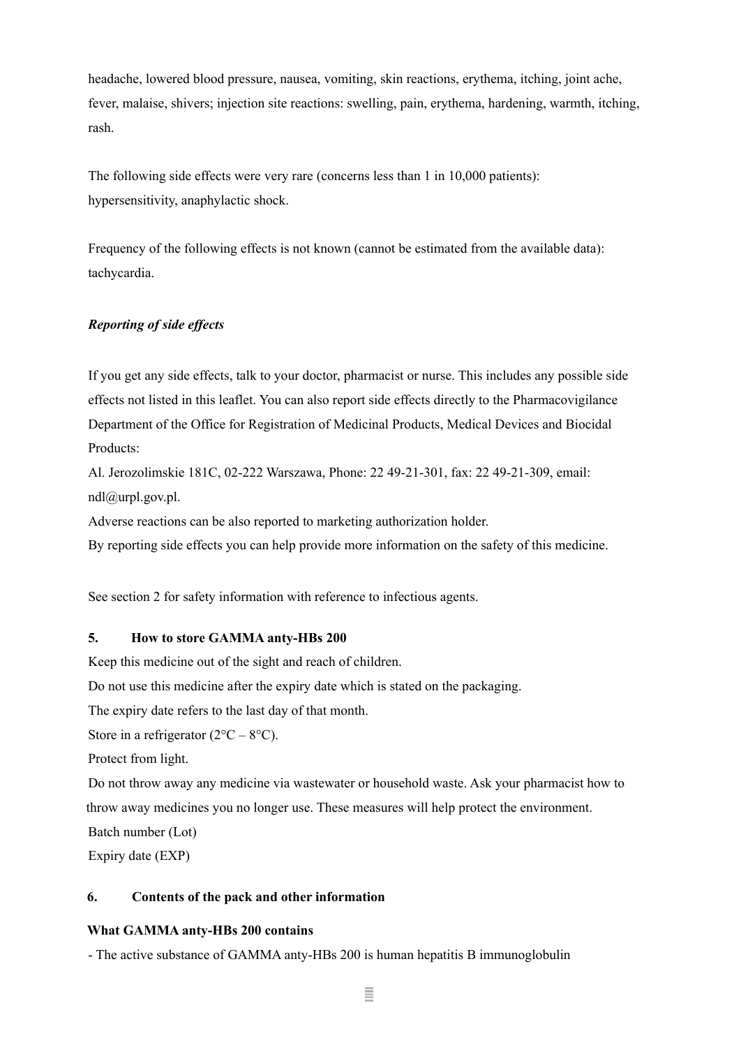headache, lowered blood pressure, nausea, vomiting, skin reactions, erythema, itching, joint ache, fever, malaise, shivers; injection site reactions: swelling, pain, erythema, hardening, warmth, itching, rash.

The following side effects were very rare (concerns less than 1 in 10,000 patients): hypersensitivity, anaphylactic shock.

Frequency of the following effects is not known (cannot be estimated from the available data): tachycardia.

***Reporting of side effects***

If you get any side effects, talk to your doctor, pharmacist or nurse. This includes any possible side effects not listed in this leaflet. You can also report side effects directly to the Pharmacovigilance Department of the Office for Registration of Medicinal Products, Medical Devices and Biocidal Products:
Al. Jerozolimskie 181C, 02-222 Warszawa, Phone: 22 49-21-301, fax: 22 49-21-309, email: ndl@urpl.gov.pl.
Adverse reactions can be also reported to marketing authorization holder.
By reporting side effects you can help provide more information on the safety of this medicine.

See section 2 for safety information with reference to infectious agents.

## 5. How to store GAMMA anty-HBs 200

Keep this medicine out of the sight and reach of children.
Do not use this medicine after the expiry date which is stated on the packaging.
The expiry date refers to the last day of that month.
Store in a refrigerator (2°C – 8°C).
Protect from light.
Do not throw away any medicine via wastewater or household waste. Ask your pharmacist how to throw away medicines you no longer use. These measures will help protect the environment.
Batch number (Lot)
Expiry date (EXP)

## 6. Contents of the pack and other information

**What GAMMA anty-HBs 200 contains**

- The active substance of GAMMA anty-HBs 200 is human hepatitis B immunoglobulin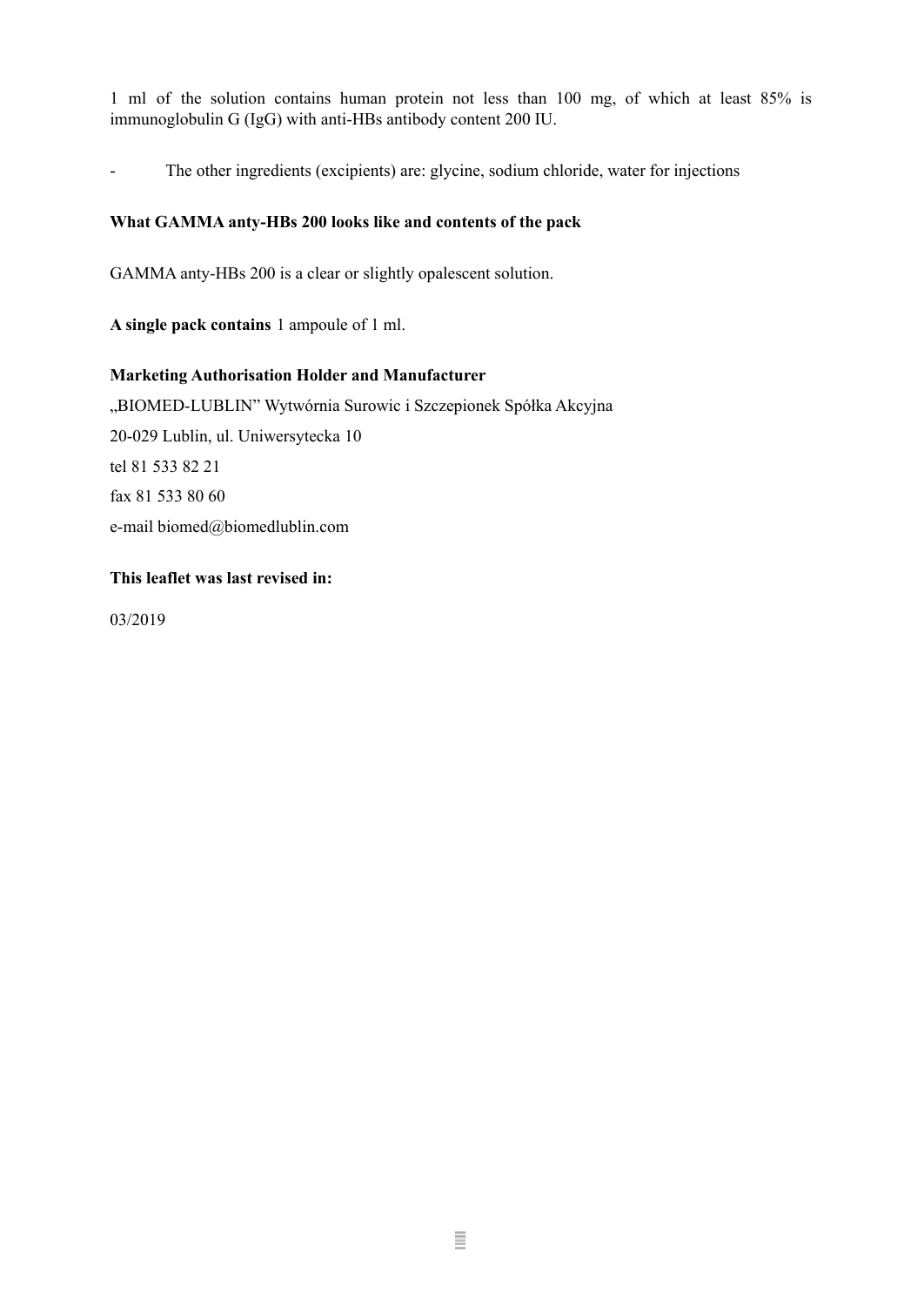1 ml of the solution contains human protein not less than 100 mg, of which at least 85% is immunoglobulin G (IgG) with anti-HBs antibody content 200 IU.

- The other ingredients (excipients) are: glycine, sodium chloride, water for injections

**What GAMMA anty-HBs 200 looks like and contents of the pack**

GAMMA anty-HBs 200 is a clear or slightly opalescent solution.

**A single pack contains** 1 ampoule of 1 ml.

**Marketing Authorisation Holder and Manufacturer**

„BIOMED-LUBLIN" Wytwórnia Surowic i Szczepionek Spółka Akcyjna

20-029 Lublin, ul. Uniwersytecka 10

tel 81 533 82 21

fax 81 533 80 60

e-mail biomed@biomedlublin.com

**This leaflet was last revised in:**

03/2019